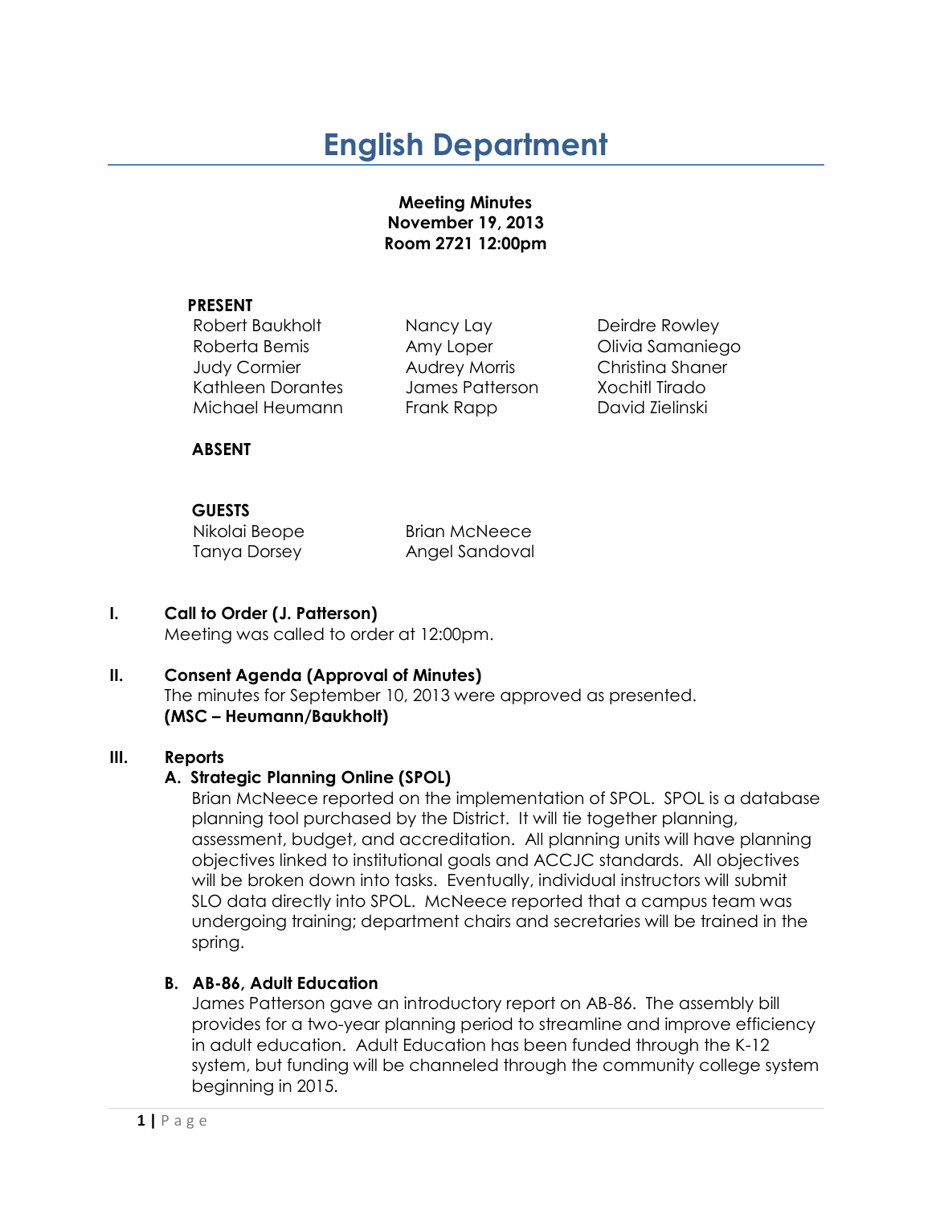# English Department

**Meeting Minutes**
**November 19, 2013**
**Room 2721 12:00pm**

**PRESENT**

| | | |
|---|---|---|
| Robert Baukholt | Nancy Lay | Deirdre Rowley |
| Roberta Bemis | Amy Loper | Olivia Samaniego |
| Judy Cormier | Audrey Morris | Christina Shaner |
| Kathleen Dorantes | James Patterson | Xochitl Tirado |
| Michael Heumann | Frank Rapp | David Zielinski |

**ABSENT**

**GUESTS**

| | |
|---|---|
| Nikolai Beope | Brian McNeece |
| Tanya Dorsey | Angel Sandoval |

## I. Call to Order (J. Patterson)

Meeting was called to order at 12:00pm.

## II. Consent Agenda (Approval of Minutes)

The minutes for September 10, 2013 were approved as presented.
**(MSC – Heumann/Baukholt)**

## III. Reports

### A. Strategic Planning Online (SPOL)

Brian McNeece reported on the implementation of SPOL. SPOL is a database planning tool purchased by the District. It will tie together planning, assessment, budget, and accreditation. All planning units will have planning objectives linked to institutional goals and ACCJC standards. All objectives will be broken down into tasks. Eventually, individual instructors will submit SLO data directly into SPOL. McNeece reported that a campus team was undergoing training; department chairs and secretaries will be trained in the spring.

### B. AB-86, Adult Education

James Patterson gave an introductory report on AB-86. The assembly bill provides for a two-year planning period to streamline and improve efficiency in adult education. Adult Education has been funded through the K-12 system, but funding will be channeled through the community college system beginning in 2015.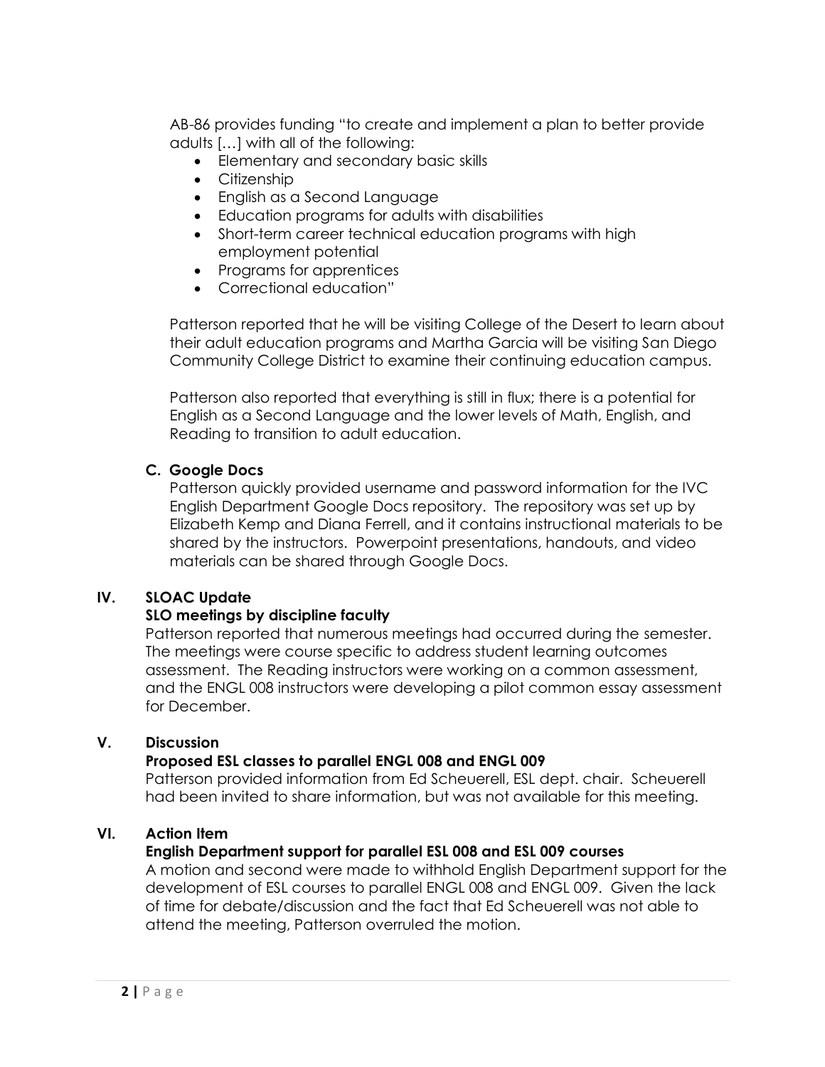AB-86 provides funding "to create and implement a plan to better provide adults […] with all of the following:

- Elementary and secondary basic skills
- Citizenship
- English as a Second Language
- Education programs for adults with disabilities
- Short-term career technical education programs with high employment potential
- Programs for apprentices
- Correctional education"

Patterson reported that he will be visiting College of the Desert to learn about their adult education programs and Martha Garcia will be visiting San Diego Community College District to examine their continuing education campus.

Patterson also reported that everything is still in flux; there is a potential for English as a Second Language and the lower levels of Math, English, and Reading to transition to adult education.

### C. Google Docs

Patterson quickly provided username and password information for the IVC English Department Google Docs repository. The repository was set up by Elizabeth Kemp and Diana Ferrell, and it contains instructional materials to be shared by the instructors. Powerpoint presentations, handouts, and video materials can be shared through Google Docs.

## IV. SLOAC Update

**SLO meetings by discipline faculty**

Patterson reported that numerous meetings had occurred during the semester. The meetings were course specific to address student learning outcomes assessment. The Reading instructors were working on a common assessment, and the ENGL 008 instructors were developing a pilot common essay assessment for December.

## V. Discussion

**Proposed ESL classes to parallel ENGL 008 and ENGL 009**

Patterson provided information from Ed Scheuerell, ESL dept. chair. Scheuerell had been invited to share information, but was not available for this meeting.

## VI. Action Item

**English Department support for parallel ESL 008 and ESL 009 courses**

A motion and second were made to withhold English Department support for the development of ESL courses to parallel ENGL 008 and ENGL 009. Given the lack of time for debate/discussion and the fact that Ed Scheuerell was not able to attend the meeting, Patterson overruled the motion.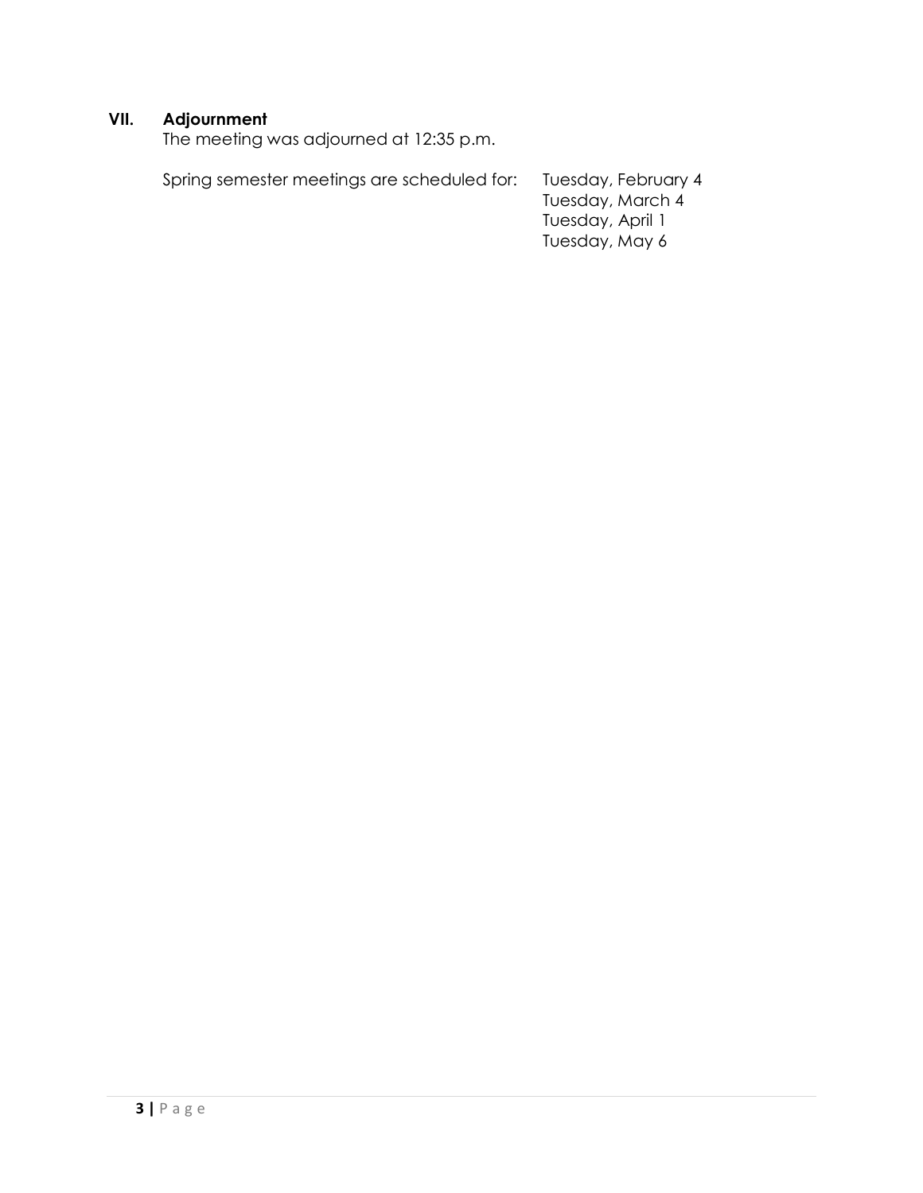## VII. Adjournment

The meeting was adjourned at 12:35 p.m.

Spring semester meetings are scheduled for:

Tuesday, February 4
Tuesday, March 4
Tuesday, April 1
Tuesday, May 6